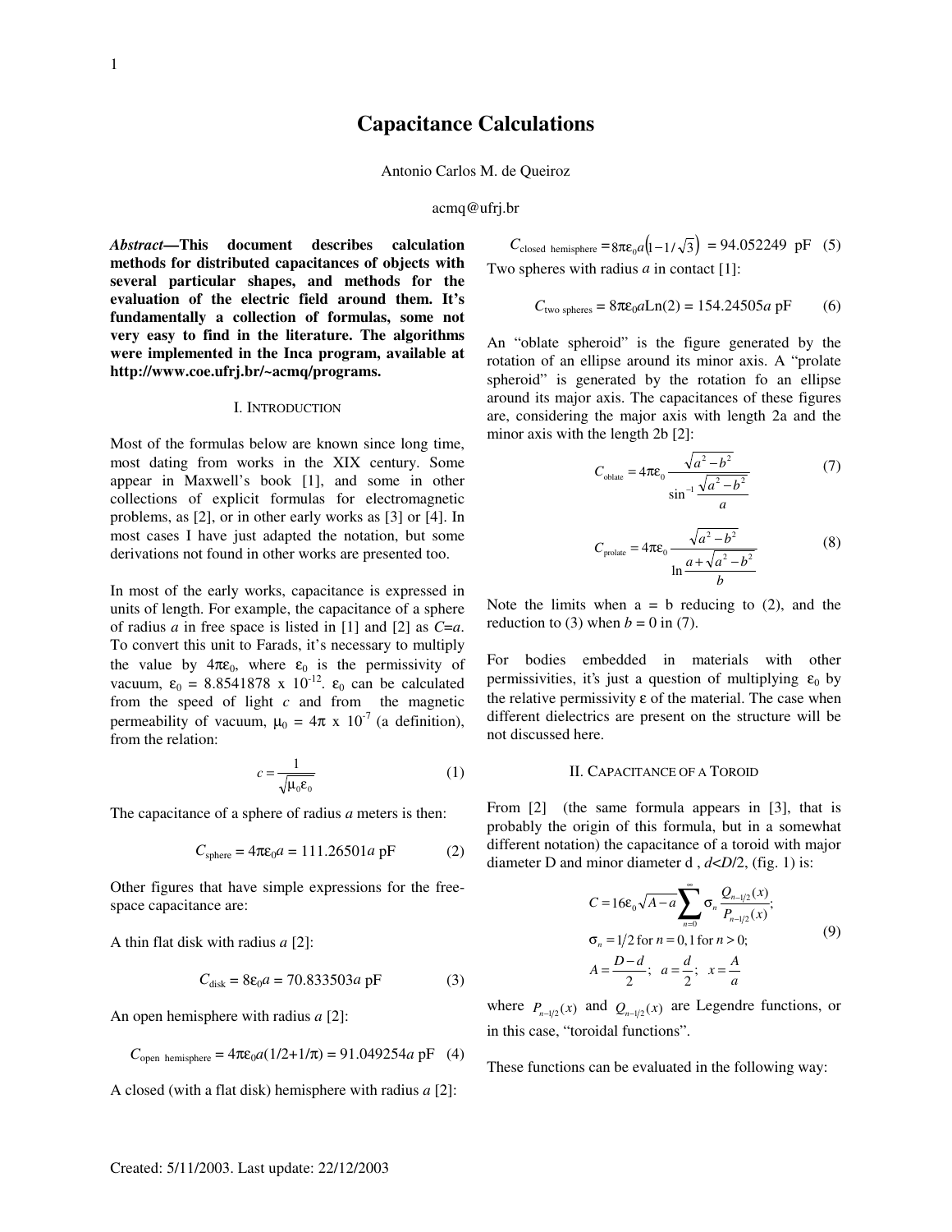# Capacitance Calculations

Antonio Carlos M. de Queiroz

acmq@ufrj.br

***Abstract*—This document describes calculation methods for distributed capacitances of objects with several particular shapes, and methods for the evaluation of the electric field around them. It's fundamentally a collection of formulas, some not very easy to find in the literature. The algorithms were implemented in the Inca program, available at http://www.coe.ufrj.br/~acmq/programs.**

## I. Introduction

Most of the formulas below are known since long time, most dating from works in the XIX century. Some appear in Maxwell's book [1], and some in other collections of explicit formulas for electromagnetic problems, as [2], or in other early works as [3] or [4]. In most cases I have just adapted the notation, but some derivations not found in other works are presented too.

In most of the early works, capacitance is expressed in units of length. For example, the capacitance of a sphere of radius $a$ in free space is listed in [1] and [2] as $C=a$. To convert this unit to Farads, it's necessary to multiply the value by $4\pi\varepsilon_0$, where $\varepsilon_0$ is the permissivity of vacuum, $\varepsilon_0 = 8.8541878 \times 10^{-12}$. $\varepsilon_0$ can be calculated from the speed of light $c$ and from the magnetic permeability of vacuum, $\mu_0 = 4\pi \times 10^{-7}$ (a definition), from the relation:

$$c = \frac{1}{\sqrt{\mu_0 \varepsilon_0}} \quad (1)$$

The capacitance of a sphere of radius $a$ meters is then:

$$C_{\text{sphere}} = 4\pi\varepsilon_0 a = 111.26501a \text{ pF} \quad (2)$$

Other figures that have simple expressions for the free-space capacitance are:

A thin flat disk with radius $a$ [2]:

$$C_{\text{disk}} = 8\varepsilon_0 a = 70.833503a \text{ pF} \quad (3)$$

An open hemisphere with radius $a$ [2]:

$$C_{\text{open hemisphere}} = 4\pi\varepsilon_0 a(1/2+1/\pi) = 91.049254a \text{ pF} \quad (4)$$

A closed (with a flat disk) hemisphere with radius $a$ [2]:

$$C_{\text{closed hemisphere}} = 8\pi\varepsilon_0 a\left(1-1/\sqrt{3}\right) = 94.052249 \text{ pF} \quad (5)$$

Two spheres with radius $a$ in contact [1]:

$$C_{\text{two spheres}} = 8\pi\varepsilon_0 a \text{Ln}(2) = 154.24505a \text{ pF} \quad (6)$$

An "oblate spheroid" is the figure generated by the rotation of an ellipse around its minor axis. A "prolate spheroid" is generated by the rotation fo an ellipse around its major axis. The capacitances of these figures are, considering the major axis with length 2a and the minor axis with the length 2b [2]:

$$C_{\text{oblate}} = 4\pi\varepsilon_0 \frac{\sqrt{a^2-b^2}}{\sin^{-1}\frac{\sqrt{a^2-b^2}}{a}} \quad (7)$$

$$C_{\text{prolate}} = 4\pi\varepsilon_0 \frac{\sqrt{a^2-b^2}}{\ln\frac{a+\sqrt{a^2-b^2}}{b}} \quad (8)$$

Note the limits when a = b reducing to (2), and the reduction to (3) when $b = 0$ in (7).

For bodies embedded in materials with other permissivities, it's just a question of multiplying $\varepsilon_0$ by the relative permissivity $\varepsilon$ of the material. The case when different dielectrics are present on the structure will be not discussed here.

## II. Capacitance of a Toroid

From [2] (the same formula appears in [3], that is probably the origin of this formula, but in a somewhat different notation) the capacitance of a toroid with major diameter D and minor diameter d , $d<D/2$, (fig. 1) is:

$$\begin{aligned} C &= 16\varepsilon_0\sqrt{A-a}\sum_{n=0}^{\infty}\sigma_n \frac{Q_{n-1/2}(x)}{P_{n-1/2}(x)}; \\ \sigma_n &= 1/2 \text{ for } n=0, 1 \text{ for } n>0; \\ A &= \frac{D-d}{2};\quad a=\frac{d}{2};\quad x=\frac{A}{a} \end{aligned} \quad (9)$$

where $P_{n-1/2}(x)$ and $Q_{n-1/2}(x)$ are Legendre functions, or in this case, "toroidal functions".

These functions can be evaluated in the following way: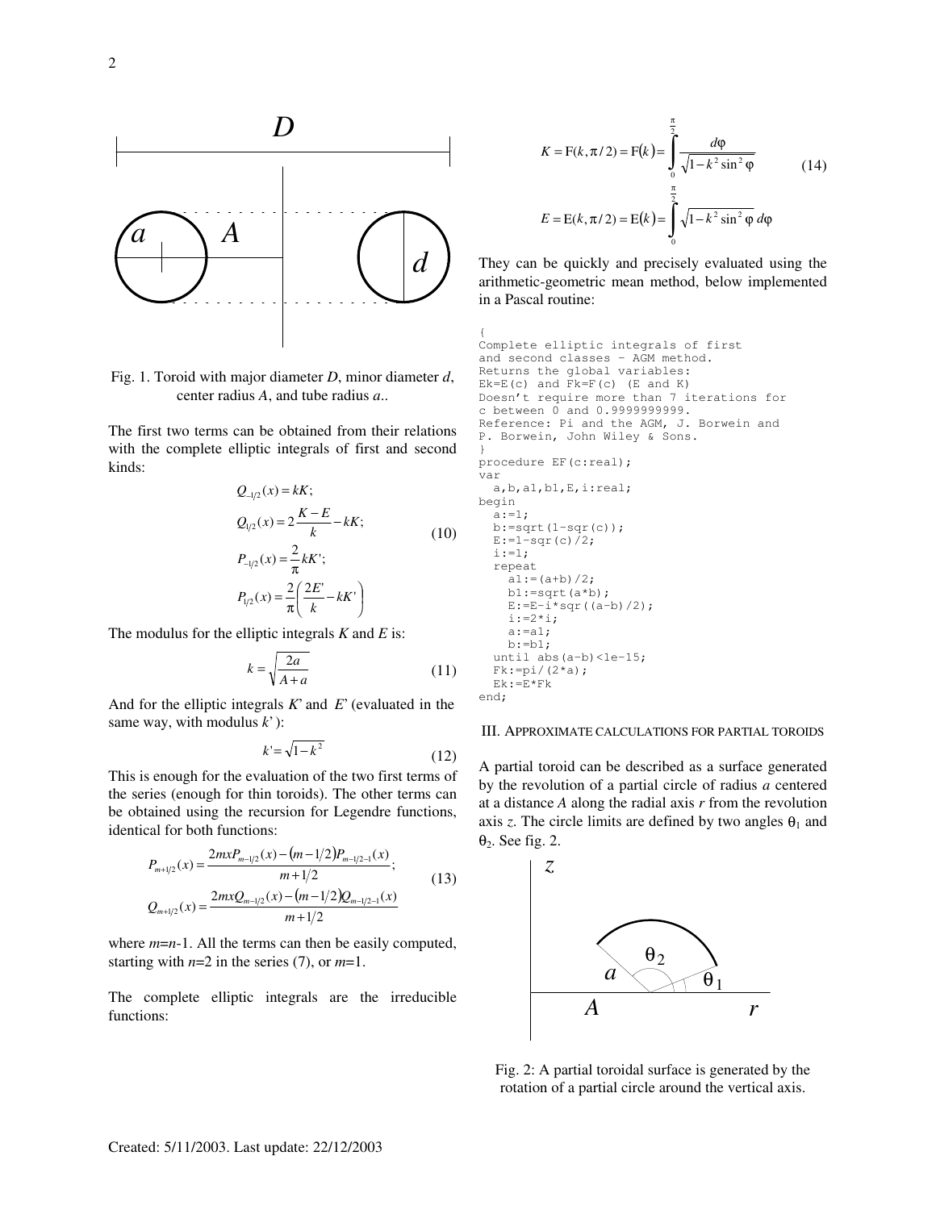Fig. 1. Toroid with major diameter *D*, minor diameter *d*, center radius *A*, and tube radius *a*..

The first two terms can be obtained from their relations with the complete elliptic integrals of first and second kinds:

$$
\begin{aligned}
Q_{-1/2}(x) &= kK; \\
Q_{1/2}(x) &= 2\frac{K-E}{k} - kK; \\
P_{-1/2}(x) &= \frac{2}{\pi}kK'; \\
P_{1/2}(x) &= \frac{2}{\pi}\left(\frac{2E'}{k} - kK'\right)
\end{aligned}
\tag{10}
$$

The modulus for the elliptic integrals $K$ and $E$ is:

$$
k = \sqrt{\frac{2a}{A+a}} \tag{11}
$$

And for the elliptic integrals $K'$ and $E'$ (evaluated in the same way, with modulus $k'$):

$$
k' = \sqrt{1-k^2} \tag{12}
$$

This is enough for the evaluation of the two first terms of the series (enough for thin toroids). The other terms can be obtained using the recursion for Legendre functions, identical for both functions:

$$
\begin{aligned}
P_{m+1/2}(x) &= \frac{2mxP_{m-1/2}(x) - (m-1/2)P_{m-1/2-1}(x)}{m+1/2}; \\
Q_{m+1/2}(x) &= \frac{2mxQ_{m-1/2}(x) - (m-1/2)Q_{m-1/2-1}(x)}{m+1/2}
\end{aligned}
\tag{13}
$$

where $m=n-1$. All the terms can then be easily computed, starting with $n=2$ in the series (7), or $m=1$.

The complete elliptic integrals are the irreducible functions:

$$
\begin{aligned}
K &= \mathrm{F}(k,\pi/2) = \mathrm{F}(k) = \int_0^{\frac{\pi}{2}} \frac{d\varphi}{\sqrt{1-k^2\sin^2\varphi}} \\
E &= \mathrm{E}(k,\pi/2) = \mathrm{E}(k) = \int_0^{\frac{\pi}{2}} \sqrt{1-k^2\sin^2\varphi}\, d\varphi
\end{aligned}
\tag{14}
$$

They can be quickly and precisely evaluated using the arithmetic-geometric mean method, below implemented in a Pascal routine:

```
{
Complete elliptic integrals of first
and second classes - AGM method.
Returns the global variables:
Ek=E(c) and Fk=F(c) (E and K)
Doesn't require more than 7 iterations for
c between 0 and 0.9999999999.
Reference: Pi and the AGM, J. Borwein and
P. Borwein, John Wiley & Sons.
}
procedure EF(c:real);
var
  a,b,a1,b1,E,i:real;
begin
  a:=1;
  b:=sqrt(1-sqr(c));
  E:=1-sqr(c)/2;
  i:=1;
  repeat
    a1:=(a+b)/2;
    b1:=sqrt(a*b);
    E:=E-i*sqr((a-b)/2);
    i:=2*i;
    a:=a1;
    b:=b1;
  until abs(a-b)<1e-15;
  Fk:=pi/(2*a);
  Ek:=E*Fk
end;
```

## III. Approximate calculations for partial toroids

A partial toroid can be described as a surface generated by the revolution of a partial circle of radius $a$ centered at a distance $A$ along the radial axis $r$ from the revolution axis $z$. The circle limits are defined by two angles $\theta_1$ and $\theta_2$. See fig. 2.

Fig. 2: A partial toroidal surface is generated by the rotation of a partial circle around the vertical axis.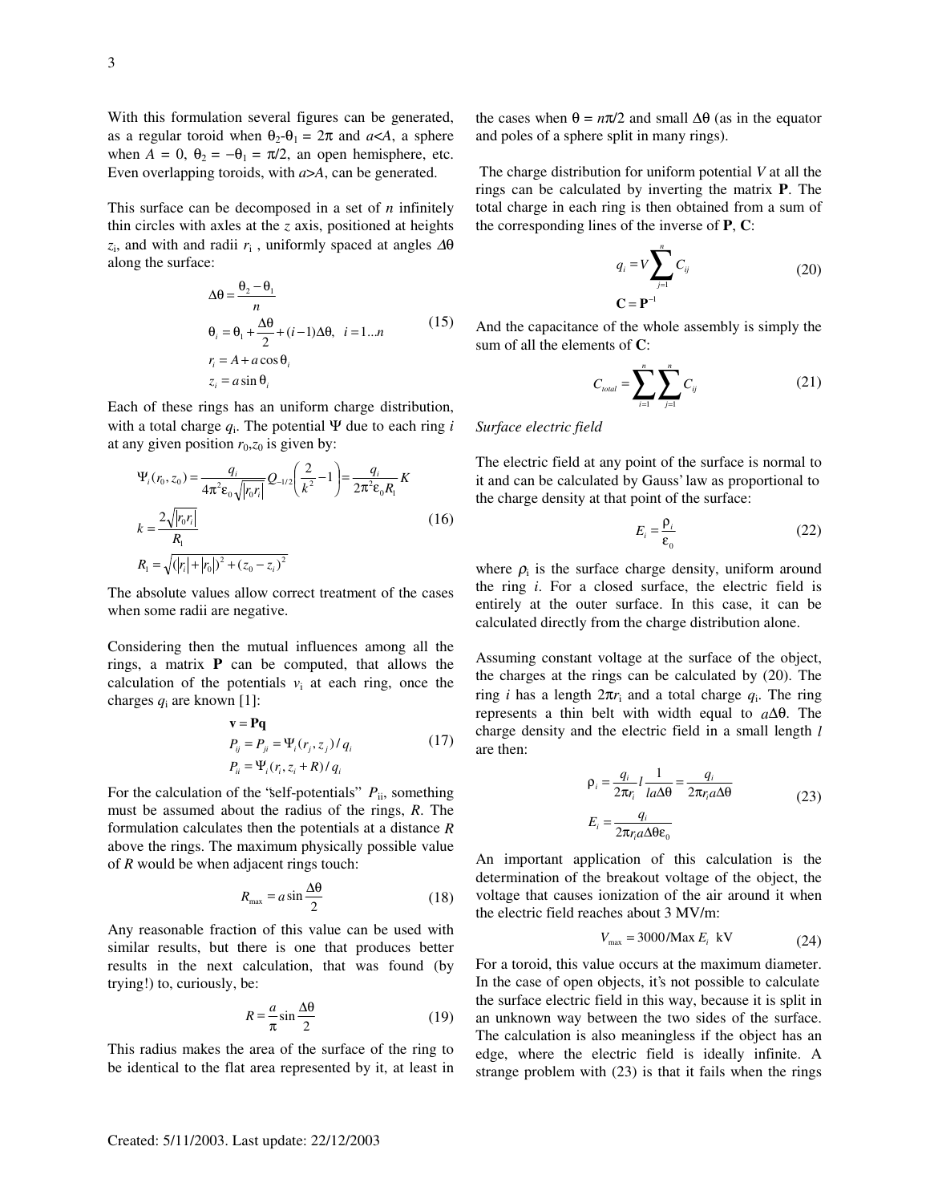With this formulation several figures can be generated, as a regular toroid when $\theta_2$-$\theta_1$ = $2\pi$ and $a$<$A$, a sphere when $A$ = 0, $\theta_2 = -\theta_1 = \pi/2$, an open hemisphere, etc. Even overlapping toroids, with $a$>$A$, can be generated.

This surface can be decomposed in a set of $n$ infinitely thin circles with axles at the $z$ axis, positioned at heights $z_i$, and with and radii $r_i$, uniformly spaced at angles $\Delta\theta$ along the surface:

$$
\begin{aligned}
&\Delta\theta = \frac{\theta_2 - \theta_1}{n} \\
&\theta_i = \theta_1 + \frac{\Delta\theta}{2} + (i-1)\Delta\theta,\ \ i = 1...n \\
&r_i = A + a\cos\theta_i \\
&z_i = a\sin\theta_i
\end{aligned}
\tag{15}
$$

Each of these rings has an uniform charge distribution, with a total charge $q_i$. The potential $\Psi$ due to each ring $i$ at any given position $r_0$,$z_0$ is given by:

$$
\begin{aligned}
&\Psi_i(r_0, z_0) = \frac{q_i}{4\pi^2\varepsilon_0\sqrt{|r_0 r_i|}} Q_{-1/2}\left(\frac{2}{k^2} - 1\right) = \frac{q_i}{2\pi^2\varepsilon_0 R_1} K \\
&k = \frac{2\sqrt{|r_0 r_i|}}{R_1} \\
&R_1 = \sqrt{(|r_i| + |r_0|)^2 + (z_0 - z_i)^2}
\end{aligned}
\tag{16}
$$

The absolute values allow correct treatment of the cases when some radii are negative.

Considering then the mutual influences among all the rings, a matrix **P** can be computed, that allows the calculation of the potentials $v_i$ at each ring, once the charges $q_i$ are known [1]:

$$
\begin{aligned}
&\mathbf{v} = \mathbf{P}\mathbf{q} \\
&P_{ij} = P_{ji} = \Psi_i(r_j, z_j)/q_i \\
&P_{ii} = \Psi_i(r_i, z_i + R)/q_i
\end{aligned}
\tag{17}
$$

For the calculation of the "self-potentials" $P_{ii}$, something must be assumed about the radius of the rings, $R$. The formulation calculates then the potentials at a distance $R$ above the rings. The maximum physically possible value of $R$ would be when adjacent rings touch:

$$
R_{\max} = a\sin\frac{\Delta\theta}{2} \tag{18}
$$

Any reasonable fraction of this value can be used with similar results, but there is one that produces better results in the next calculation, that was found (by trying!) to, curiously, be:

$$
R = \frac{a}{\pi}\sin\frac{\Delta\theta}{2} \tag{19}
$$

This radius makes the area of the surface of the ring to be identical to the flat area represented by it, at least in the cases when $\theta = n\pi/2$ and small $\Delta\theta$ (as in the equator and poles of a sphere split in many rings).

The charge distribution for uniform potential $V$ at all the rings can be calculated by inverting the matrix **P**. The total charge in each ring is then obtained from a sum of the corresponding lines of the inverse of **P**, **C**:

$$
\begin{aligned}
&q_i = V\sum_{j=1}^{n} C_{ij} \\
&\mathbf{C} = \mathbf{P}^{-1}
\end{aligned}
\tag{20}
$$

And the capacitance of the whole assembly is simply the sum of all the elements of **C**:

$$
C_{total} = \sum_{i=1}^{n}\sum_{j=1}^{n} C_{ij} \tag{21}
$$

*Surface electric field*

The electric field at any point of the surface is normal to it and can be calculated by Gauss' law as proportional to the charge density at that point of the surface:

$$
E_i = \frac{\rho_i}{\varepsilon_0} \tag{22}
$$

where $\rho_i$ is the surface charge density, uniform around the ring $i$. For a closed surface, the electric field is entirely at the outer surface. In this case, it can be calculated directly from the charge distribution alone.

Assuming constant voltage at the surface of the object, the charges at the rings can be calculated by (20). The ring $i$ has a length $2\pi r_i$ and a total charge $q_i$. The ring represents a thin belt with width equal to $a\Delta\theta$. The charge density and the electric field in a small length $l$ are then:

$$
\begin{aligned}
&\rho_i = \frac{q_i}{2\pi r_i} l \frac{1}{la\Delta\theta} = \frac{q_i}{2\pi r_i a\Delta\theta} \\
&E_i = \frac{q_i}{2\pi r_i a\Delta\theta\varepsilon_0}
\end{aligned}
\tag{23}
$$

An important application of this calculation is the determination of the breakout voltage of the object, the voltage that causes ionization of the air around it when the electric field reaches about 3 MV/m:

$$
V_{\max} = 3000/\text{Max}\, E_i\ \text{kV} \tag{24}
$$

For a toroid, this value occurs at the maximum diameter. In the case of open objects, it's not possible to calculate the surface electric field in this way, because it is split in an unknown way between the two sides of the surface. The calculation is also meaningless if the object has an edge, where the electric field is ideally infinite. A strange problem with (23) is that it fails when the rings

Created: 5/11/2003. Last update: 22/12/2003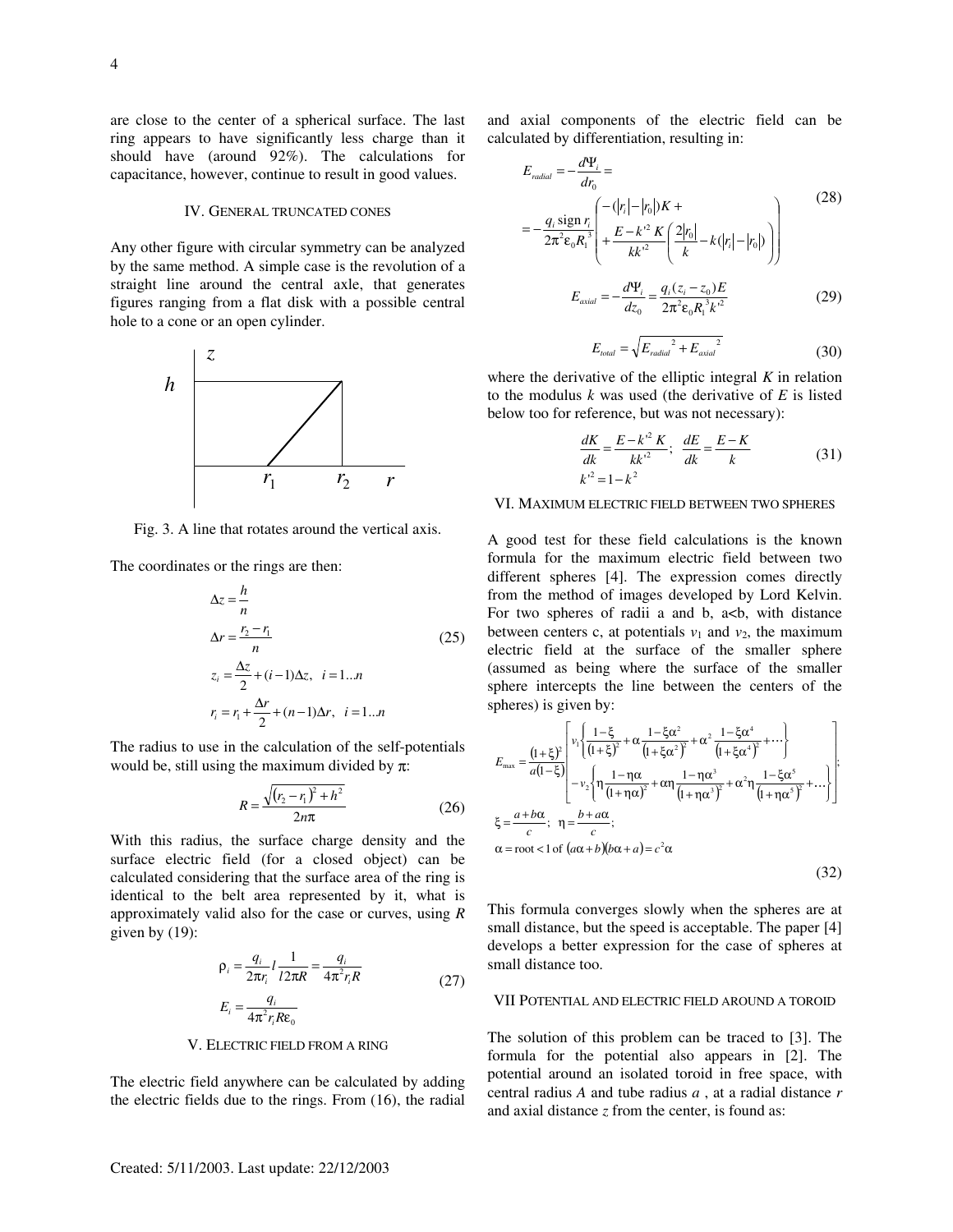are close to the center of a spherical surface. The last ring appears to have significantly less charge than it should have (around 92%). The calculations for capacitance, however, continue to result in good values.

## IV. General truncated cones

Any other figure with circular symmetry can be analyzed by the same method. A simple case is the revolution of a straight line around the central axle, that generates figures ranging from a flat disk with a possible central hole to a cone or an open cylinder.

Fig. 3. A line that rotates around the vertical axis.

The coordinates or the rings are then:

$$
\begin{aligned}
\Delta z &= \frac{h}{n} \\
\Delta r &= \frac{r_2 - r_1}{n} \\
z_i &= \frac{\Delta z}{2} + (i-1)\Delta z,\ \ i = 1...n \\
r_i &= r_1 + \frac{\Delta r}{2} + (n-1)\Delta r,\ \ i = 1...n
\end{aligned}
\tag{25}
$$

The radius to use in the calculation of the self-potentials would be, still using the maximum divided by $\pi$:

$$
R = \frac{\sqrt{(r_2 - r_1)^2 + h^2}}{2n\pi} \tag{26}
$$

With this radius, the surface charge density and the surface electric field (for a closed object) can be calculated considering that the surface area of the ring is identical to the belt area represented by it, what is approximately valid also for the case or curves, using $R$ given by (19):

$$
\begin{aligned}
\rho_i &= \frac{q_i}{2\pi r_i} l \frac{1}{l 2\pi R} = \frac{q_i}{4\pi^2 r_i R} \\
E_i &= \frac{q_i}{4\pi^2 r_i R \varepsilon_0}
\end{aligned}
\tag{27}
$$

## V. Electric field from a ring

The electric field anywhere can be calculated by adding the electric fields due to the rings. From (16), the radial and axial components of the electric field can be calculated by differentiation, resulting in:

$$
\begin{aligned}
E_{radial} &= -\frac{d\Psi_i}{dr_0} = \\
&= -\frac{q_i \operatorname{sign} r_i}{2\pi^2 \varepsilon_0 R_1^3} \left( \begin{aligned} &-(|r_i| - |r_0|)K + \\ &+ \frac{E - k'^2 K}{kk'^2} \left( \frac{2|r_0|}{k} - k(|r_i| - |r_0|) \right) \end{aligned} \right)
\end{aligned}
\tag{28}
$$

$$
E_{axial} = -\frac{d\Psi_i}{dz_0} = \frac{q_i (z_i - z_0) E}{2\pi^2 \varepsilon_0 R_1^3 k'^2} \tag{29}
$$

$$
E_{total} = \sqrt{E_{radial}^{\ 2} + E_{axial}^{\ 2}} \tag{30}
$$

where the derivative of the elliptic integral $K$ in relation to the modulus $k$ was used (the derivative of $E$ is listed below too for reference, but was not necessary):

$$
\begin{aligned}
&\frac{dK}{dk} = \frac{E - k'^2 K}{kk'^2};\ \ \frac{dE}{dk} = \frac{E - K}{k} \\
&k'^2 = 1 - k^2
\end{aligned}
\tag{31}
$$

## VI. Maximum electric field between two spheres

A good test for these field calculations is the known formula for the maximum electric field between two different spheres [4]. The expression comes directly from the method of images developed by Lord Kelvin. For two spheres of radii a and b, a<b, with distance between centers c, at potentials $v_1$ and $v_2$, the maximum electric field at the surface of the smaller sphere (assumed as being where the surface of the smaller sphere intercepts the line between the centers of the spheres) is given by:

$$
\begin{aligned}
E_{\max} &= \frac{(1+\xi)^2}{a(1-\xi)} \left[ \begin{aligned} &v_1 \left\{ \frac{1-\xi}{(1+\xi)^2} + \alpha \frac{1-\xi\alpha^2}{(1+\xi\alpha^2)^2} + \alpha^2 \frac{1-\xi\alpha^4}{(1+\xi\alpha^4)^2} + \cdots \right\} \\ &-v_2 \left\{ \eta \frac{1-\eta\alpha}{(1+\eta\alpha)^2} + \alpha\eta \frac{1-\eta\alpha^3}{(1+\eta\alpha^3)^2} + \alpha^2\eta \frac{1-\xi\alpha^5}{(1+\eta\alpha^5)^2} + \ldots \right\} \end{aligned} \right]; \\
\xi &= \frac{a + b\alpha}{c};\ \ \eta = \frac{b + a\alpha}{c}; \\
\alpha &= \text{root} < 1 \text{ of } (a\alpha + b)(b\alpha + a) = c^2\alpha
\end{aligned}
\tag{32}
$$

This formula converges slowly when the spheres are at small distance, but the speed is acceptable. The paper [4] develops a better expression for the case of spheres at small distance too.

## VII Potential and electric field around a toroid

The solution of this problem can be traced to [3]. The formula for the potential also appears in [2]. The potential around an isolated toroid in free space, with central radius $A$ and tube radius $a$ , at a radial distance $r$ and axial distance $z$ from the center, is found as: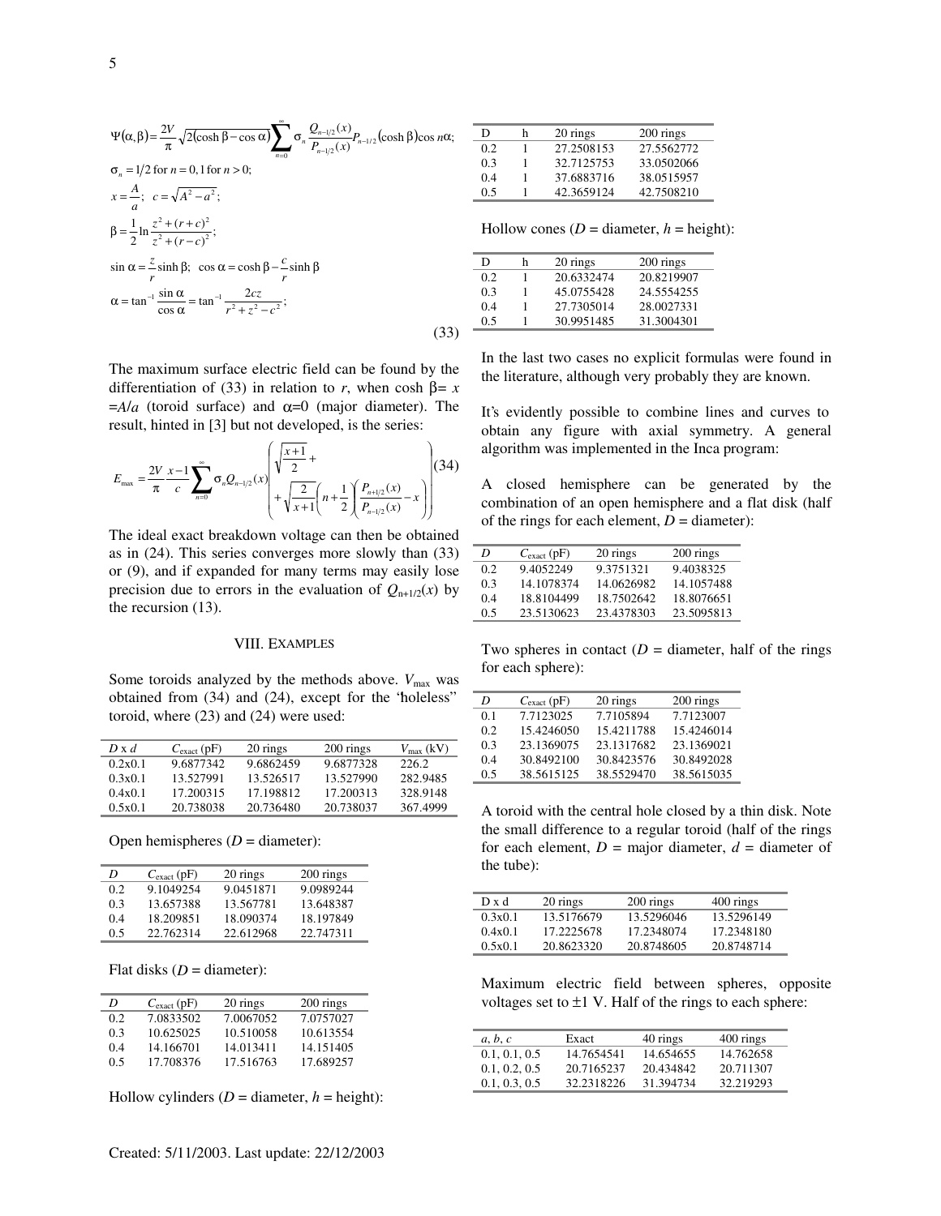$$\Psi(\alpha,\beta)=\frac{2V}{\pi}\sqrt{2(\cosh\beta-\cos\alpha)}\sum_{n=0}^{\infty}\sigma_n\frac{Q_{n-1/2}(x)}{P_{n-1/2}(x)}P_{n-1/2}(\cosh\beta)\cos n\alpha;$$

$$\sigma_n=1/2\text{ for }n=0,1\text{ for }n>0;$$

$$x=\frac{A}{a};\quad c=\sqrt{A^2-a^2};$$

$$\beta=\frac{1}{2}\ln\frac{z^2+(r+c)^2}{z^2+(r-c)^2};$$

$$\sin\alpha=\frac{z}{r}\sinh\beta;\quad \cos\alpha=\cosh\beta-\frac{c}{r}\sinh\beta$$

$$\alpha=\tan^{-1}\frac{\sin\alpha}{\cos\alpha}=\tan^{-1}\frac{2cz}{r^2+z^2-c^2};\qquad(33)$$

The maximum surface electric field can be found by the differentiation of (33) in relation to $r$, when $\cosh\beta = x = A/a$ (toroid surface) and $\alpha=0$ (major diameter). The result, hinted in [3] but not developed, is the series:

$$E_{\max}=\frac{2V}{\pi}\frac{x-1}{c}\sum_{n=0}^{\infty}\sigma_n Q_{n-1/2}(x)\left(\sqrt{\frac{x+1}{2}}+\sqrt{\frac{2}{x+1}}\left(n+\frac{1}{2}\right)\left(\frac{P_{n+1/2}(x)}{P_{n-1/2}(x)}-x\right)\right)\qquad(34)$$

The ideal exact breakdown voltage can then be obtained as in (24). This series converges more slowly than (33) or (9), and if expanded for many terms may easily lose precision due to errors in the evaluation of $Q_{n+1/2}(x)$ by the recursion (13).

## VIII. Examples

Some toroids analyzed by the methods above. $V_{\max}$ was obtained from (34) and (24), except for the 'holeless' toroid, where (23) and (24) were used:

| $D$ x $d$ | $C_{\text{exact}}$ (pF) | 20 rings | 200 rings | $V_{\max}$ (kV) |
|---|---|---|---|---|
| 0.2x0.1 | 9.6877342 | 9.6862459 | 9.6877328 | 226.2 |
| 0.3x0.1 | 13.527991 | 13.526517 | 13.527990 | 282.9485 |
| 0.4x0.1 | 17.200315 | 17.198812 | 17.200313 | 328.9148 |
| 0.5x0.1 | 20.738038 | 20.736480 | 20.738037 | 367.4999 |

Open hemispheres ($D$ = diameter):

| $D$ | $C_{\text{exact}}$ (pF) | 20 rings | 200 rings |
|---|---|---|---|
| 0.2 | 9.1049254 | 9.0451871 | 9.0989244 |
| 0.3 | 13.657388 | 13.567781 | 13.648387 |
| 0.4 | 18.209851 | 18.090374 | 18.197849 |
| 0.5 | 22.762314 | 22.612968 | 22.747311 |

Flat disks ($D$ = diameter):

| $D$ | $C_{\text{exact}}$ (pF) | 20 rings | 200 rings |
|---|---|---|---|
| 0.2 | 7.0833502 | 7.0067052 | 7.0757027 |
| 0.3 | 10.625025 | 10.510058 | 10.613554 |
| 0.4 | 14.166701 | 14.013411 | 14.151405 |
| 0.5 | 17.708376 | 17.516763 | 17.689257 |

Hollow cylinders ($D$ = diameter, $h$ = height):

| D | h | 20 rings | 200 rings |
|---|---|---|---|
| 0.2 | 1 | 27.2508153 | 27.5562772 |
| 0.3 | 1 | 32.7125753 | 33.0502066 |
| 0.4 | 1 | 37.6883716 | 38.0515957 |
| 0.5 | 1 | 42.3659124 | 42.7508210 |

Hollow cones ($D$ = diameter, $h$ = height):

| D | h | 20 rings | 200 rings |
|---|---|---|---|
| 0.2 | 1 | 20.6332474 | 20.8219907 |
| 0.3 | 1 | 45.0755428 | 24.5554255 |
| 0.4 | 1 | 27.7305014 | 28.0027331 |
| 0.5 | 1 | 30.9951485 | 31.3004301 |

In the last two cases no explicit formulas were found in the literature, although very probably they are known.

It's evidently possible to combine lines and curves to obtain any figure with axial symmetry. A general algorithm was implemented in the Inca program:

A closed hemisphere can be generated by the combination of an open hemisphere and a flat disk (half of the rings for each element, $D$ = diameter):

| $D$ | $C_{\text{exact}}$ (pF) | 20 rings | 200 rings |
|---|---|---|---|
| 0.2 | 9.4052249 | 9.3751321 | 9.4038325 |
| 0.3 | 14.1078374 | 14.0626982 | 14.1057488 |
| 0.4 | 18.8104499 | 18.7502642 | 18.8076651 |
| 0.5 | 23.5130623 | 23.4378303 | 23.5095813 |

Two spheres in contact ($D$ = diameter, half of the rings for each sphere):

| $D$ | $C_{\text{exact}}$ (pF) | 20 rings | 200 rings |
|---|---|---|---|
| 0.1 | 7.7123025 | 7.7105894 | 7.7123007 |
| 0.2 | 15.4246050 | 15.4211788 | 15.4246014 |
| 0.3 | 23.1369075 | 23.1317682 | 23.1369021 |
| 0.4 | 30.8492100 | 30.8423576 | 30.8492028 |
| 0.5 | 38.5615125 | 38.5529470 | 38.5615035 |

A toroid with the central hole closed by a thin disk. Note the small difference to a regular toroid (half of the rings for each element, $D$ = major diameter, $d$ = diameter of the tube):

| D x d | 20 rings | 200 rings | 400 rings |
|---|---|---|---|
| 0.3x0.1 | 13.5176679 | 13.5296046 | 13.5296149 |
| 0.4x0.1 | 17.2225678 | 17.2348074 | 17.2348180 |
| 0.5x0.1 | 20.8623320 | 20.8748605 | 20.8748714 |

Maximum electric field between spheres, opposite voltages set to ±1 V. Half of the rings to each sphere:

| $a$, $b$, $c$ | Exact | 40 rings | 400 rings |
|---|---|---|---|
| 0.1, 0.1, 0.5 | 14.7654541 | 14.654655 | 14.762658 |
| 0.1, 0.2, 0.5 | 20.7165237 | 20.434842 | 20.711307 |
| 0.1, 0.3, 0.5 | 32.2318226 | 31.394734 | 32.219293 |

Created: 5/11/2003. Last update: 22/12/2003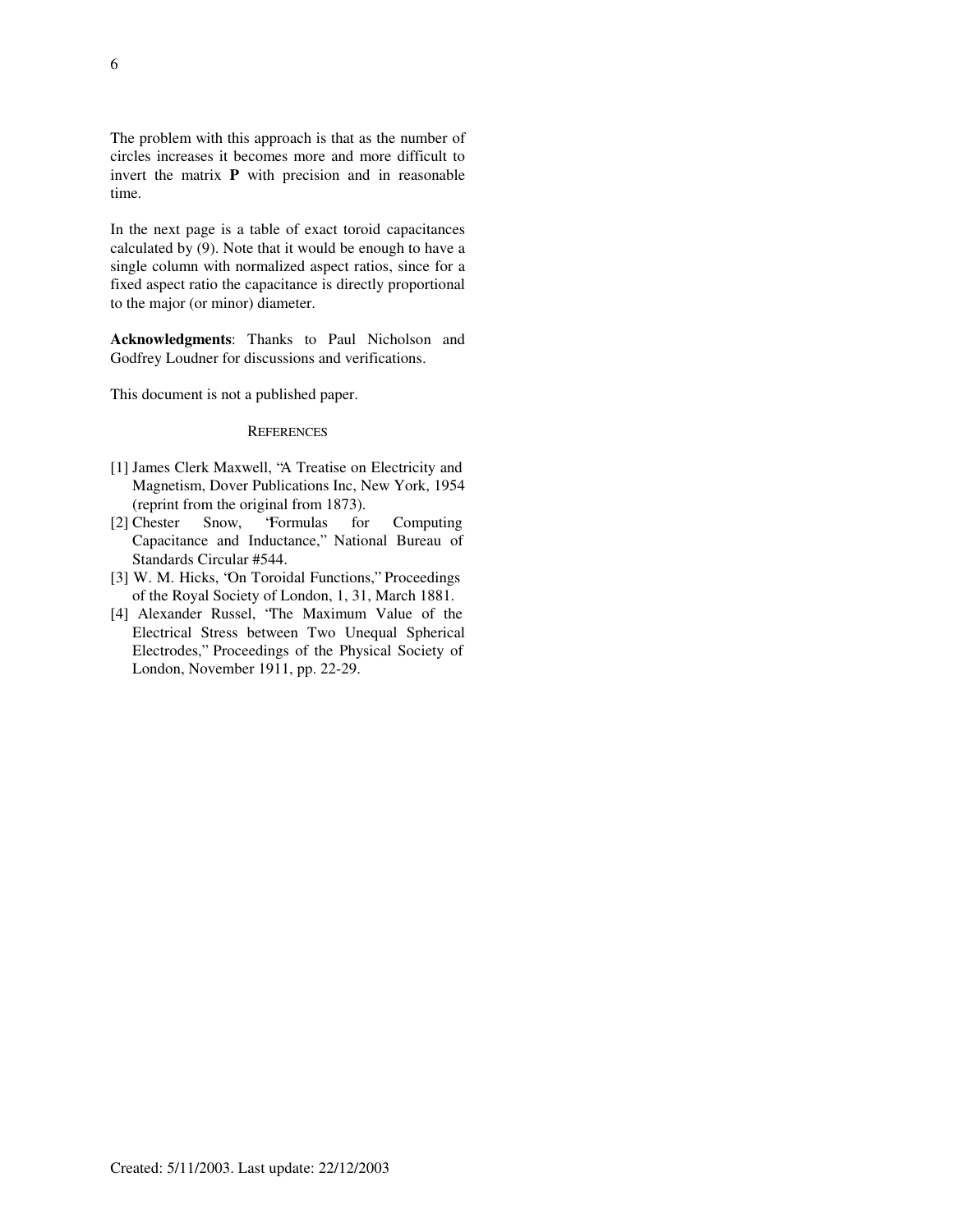The problem with this approach is that as the number of circles increases it becomes more and more difficult to invert the matrix **P** with precision and in reasonable time.

In the next page is a table of exact toroid capacitances calculated by (9). Note that it would be enough to have a single column with normalized aspect ratios, since for a fixed aspect ratio the capacitance is directly proportional to the major (or minor) diameter.

**Acknowledgments**: Thanks to Paul Nicholson and Godfrey Loudner for discussions and verifications.

This document is not a published paper.

## REFERENCES

[1] James Clerk Maxwell, "A Treatise on Electricity and Magnetism, Dover Publications Inc, New York, 1954 (reprint from the original from 1873).

[2] Chester Snow, "Formulas for Computing Capacitance and Inductance," National Bureau of Standards Circular #544.

[3] W. M. Hicks, "On Toroidal Functions," Proceedings of the Royal Society of London, 1, 31, March 1881.

[4] Alexander Russel, "The Maximum Value of the Electrical Stress between Two Unequal Spherical Electrodes," Proceedings of the Physical Society of London, November 1911, pp. 22-29.

Created: 5/11/2003. Last update: 22/12/2003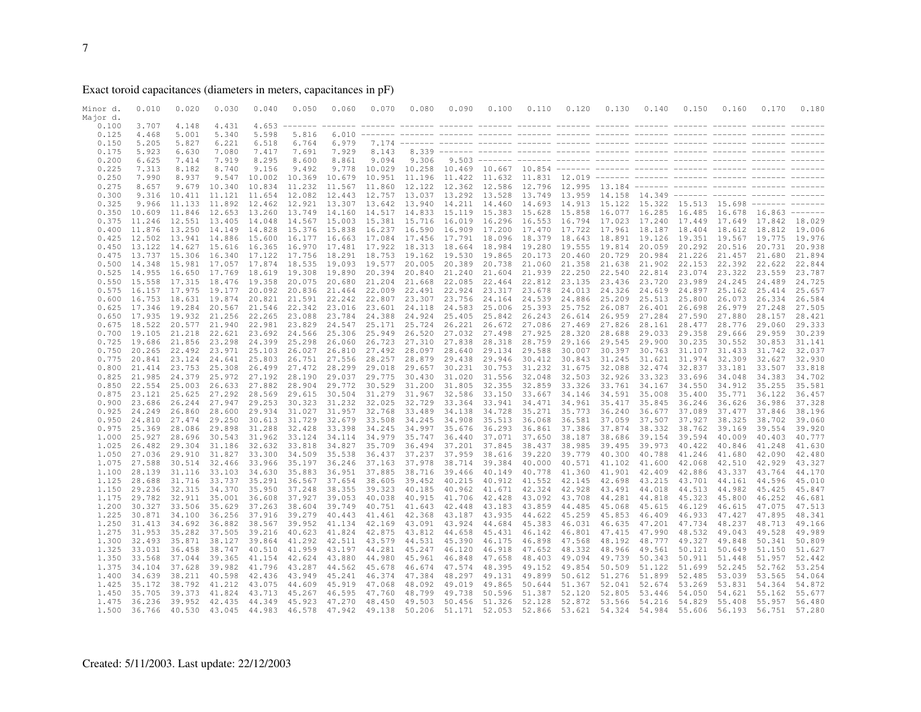Exact toroid capacitances (diameters in meters, capacitances in pF)

| Minor d. / Major d. | 0.010 | 0.020 | 0.030 | 0.040 | 0.050 | 0.060 | 0.070 | 0.080 | 0.090 | 0.100 | 0.110 | 0.120 | 0.130 | 0.140 | 0.150 | 0.160 | 0.170 | 0.180 |
|---|---|---|---|---|---|---|---|---|---|---|---|---|---|---|---|---|---|---|
| 0.100 | 3.707 | 4.148 | 4.431 | 4.653 | ------- | ------- | ------- | ------- | ------- | ------- | ------- | ------- | ------- | ------- | ------- | ------- | ------- | ------- |
| 0.125 | 4.468 | 5.001 | 5.340 | 5.598 | 5.816 | 6.010 | ------- | ------- | ------- | ------- | ------- | ------- | ------- | ------- | ------- | ------- | ------- | ------- |
| 0.150 | 5.205 | 5.827 | 6.221 | 6.518 | 6.764 | 6.979 | 7.174 | ------- | ------- | ------- | ------- | ------- | ------- | ------- | ------- | ------- | ------- | ------- |
| 0.175 | 5.923 | 6.630 | 7.080 | 7.417 | 7.691 | 7.929 | 8.143 | 8.339 | ------- | ------- | ------- | ------- | ------- | ------- | ------- | ------- | ------- | ------- |
| 0.200 | 6.625 | 7.414 | 7.919 | 8.295 | 8.600 | 8.861 | 9.094 | 9.306 | 9.503 | ------- | ------- | ------- | ------- | ------- | ------- | ------- | ------- | ------- |
| 0.225 | 7.313 | 8.182 | 8.740 | 9.156 | 9.492 | 9.778 | 10.029 | 10.258 | 10.469 | 10.667 | 10.854 | ------- | ------- | ------- | ------- | ------- | ------- | ------- |
| 0.250 | 7.990 | 8.937 | 9.547 | 10.002 | 10.369 | 10.679 | 10.951 | 11.196 | 11.422 | 11.632 | 11.831 | 12.019 | ------- | ------- | ------- | ------- | ------- | ------- |
| 0.275 | 8.657 | 9.679 | 10.340 | 10.834 | 11.232 | 11.567 | 11.860 | 12.122 | 12.362 | 12.586 | 12.796 | 12.995 | 13.184 | ------- | ------- | ------- | ------- | ------- |
| 0.300 | 9.316 | 10.411 | 11.121 | 11.654 | 12.082 | 12.443 | 12.757 | 13.037 | 13.292 | 13.528 | 13.749 | 13.959 | 14.158 | 14.349 | ------- | ------- | ------- | ------- |
| 0.325 | 9.966 | 11.133 | 11.892 | 12.462 | 12.921 | 13.307 | 13.642 | 13.940 | 14.211 | 14.460 | 14.693 | 14.913 | 15.122 | 15.322 | 15.513 | 15.698 | ------- | ------- |
| 0.350 | 10.609 | 11.846 | 12.653 | 13.260 | 13.749 | 14.160 | 14.517 | 14.833 | 15.119 | 15.383 | 15.628 | 15.858 | 16.077 | 16.285 | 16.485 | 16.678 | 16.863 | ------- |
| 0.375 | 11.246 | 12.551 | 13.405 | 14.048 | 14.567 | 15.003 | 15.381 | 15.716 | 16.019 | 16.296 | 16.553 | 16.794 | 17.023 | 17.240 | 17.449 | 17.649 | 17.842 | 18.029 |
| 0.400 | 11.876 | 13.250 | 14.149 | 14.828 | 15.376 | 15.838 | 16.237 | 16.590 | 16.909 | 17.200 | 17.470 | 17.722 | 17.961 | 18.187 | 18.404 | 18.612 | 18.812 | 19.006 |
| 0.425 | 12.502 | 13.941 | 14.886 | 15.600 | 16.177 | 16.663 | 17.084 | 17.456 | 17.791 | 18.096 | 18.379 | 18.643 | 18.891 | 19.126 | 19.351 | 19.567 | 19.775 | 19.976 |
| 0.450 | 13.122 | 14.627 | 15.616 | 16.365 | 16.970 | 17.481 | 17.922 | 18.313 | 18.664 | 18.984 | 19.280 | 19.555 | 19.814 | 20.059 | 20.292 | 20.516 | 20.731 | 20.938 |
| 0.475 | 13.737 | 15.306 | 16.340 | 17.122 | 17.756 | 18.291 | 18.753 | 19.162 | 19.530 | 19.865 | 20.173 | 20.460 | 20.729 | 20.984 | 21.226 | 21.457 | 21.680 | 21.894 |
| 0.500 | 14.348 | 15.981 | 17.057 | 17.874 | 18.535 | 19.093 | 19.577 | 20.005 | 20.389 | 20.738 | 21.060 | 21.358 | 21.638 | 21.902 | 22.153 | 22.392 | 22.622 | 22.844 |
| 0.525 | 14.955 | 16.650 | 17.769 | 18.619 | 19.308 | 19.890 | 20.394 | 20.840 | 21.240 | 21.604 | 21.939 | 22.250 | 22.540 | 22.814 | 23.074 | 23.322 | 23.559 | 23.787 |
| 0.550 | 15.558 | 17.315 | 18.476 | 19.358 | 20.075 | 20.680 | 21.204 | 21.668 | 22.085 | 22.464 | 22.812 | 23.135 | 23.436 | 23.720 | 23.989 | 24.245 | 24.489 | 24.725 |
| 0.575 | 16.157 | 17.975 | 19.177 | 20.092 | 20.836 | 21.464 | 22.009 | 22.491 | 22.924 | 23.317 | 23.678 | 24.013 | 24.326 | 24.619 | 24.897 | 25.162 | 25.414 | 25.657 |
| 0.600 | 16.753 | 18.631 | 19.874 | 20.821 | 21.591 | 22.242 | 22.807 | 23.307 | 23.756 | 24.164 | 24.539 | 24.886 | 25.209 | 25.513 | 25.800 | 26.073 | 26.334 | 26.584 |
| 0.625 | 17.346 | 19.284 | 20.567 | 21.546 | 22.342 | 23.016 | 23.601 | 24.118 | 24.583 | 25.006 | 25.393 | 25.752 | 26.087 | 26.401 | 26.698 | 26.979 | 27.248 | 27.505 |
| 0.650 | 17.935 | 19.932 | 21.256 | 22.265 | 23.088 | 23.784 | 24.388 | 24.924 | 25.405 | 25.842 | 26.243 | 26.614 | 26.959 | 27.284 | 27.590 | 27.880 | 28.157 | 28.421 |
| 0.675 | 18.522 | 20.577 | 21.940 | 22.981 | 23.829 | 24.547 | 25.171 | 25.724 | 26.221 | 26.672 | 27.086 | 27.469 | 27.826 | 28.161 | 28.477 | 28.776 | 29.060 | 29.333 |
| 0.700 | 19.105 | 21.218 | 22.621 | 23.692 | 24.566 | 25.306 | 25.949 | 26.520 | 27.032 | 27.498 | 27.925 | 28.320 | 28.688 | 29.033 | 29.358 | 29.666 | 29.959 | 30.239 |
| 0.725 | 19.686 | 21.856 | 23.298 | 24.399 | 25.298 | 26.060 | 26.723 | 27.310 | 27.838 | 28.318 | 28.759 | 29.166 | 29.545 | 29.900 | 30.235 | 30.552 | 30.853 | 31.141 |
| 0.750 | 20.265 | 22.492 | 23.971 | 25.103 | 26.027 | 26.810 | 27.492 | 28.097 | 28.640 | 29.134 | 29.588 | 30.007 | 30.397 | 30.763 | 31.107 | 31.433 | 31.742 | 32.037 |
| 0.775 | 20.841 | 23.124 | 24.641 | 25.803 | 26.751 | 27.556 | 28.257 | 28.879 | 29.438 | 29.946 | 30.412 | 30.843 | 31.245 | 31.621 | 31.974 | 32.309 | 32.627 | 32.930 |
| 0.800 | 21.414 | 23.753 | 25.308 | 26.499 | 27.472 | 28.299 | 29.018 | 29.657 | 30.231 | 30.753 | 31.232 | 31.675 | 32.088 | 32.474 | 32.837 | 33.181 | 33.507 | 33.818 |
| 0.825 | 21.985 | 24.379 | 25.972 | 27.192 | 28.190 | 29.037 | 29.775 | 30.430 | 31.020 | 31.556 | 32.048 | 32.503 | 32.926 | 33.323 | 33.696 | 34.048 | 34.383 | 34.702 |
| 0.850 | 22.554 | 25.003 | 26.633 | 27.882 | 28.904 | 29.772 | 30.529 | 31.200 | 31.805 | 32.355 | 32.859 | 33.326 | 33.761 | 34.167 | 34.550 | 34.912 | 35.255 | 35.581 |
| 0.875 | 23.121 | 25.625 | 27.292 | 28.569 | 29.615 | 30.504 | 31.279 | 31.967 | 32.586 | 33.150 | 33.667 | 34.146 | 34.591 | 35.008 | 35.400 | 35.771 | 36.122 | 36.457 |
| 0.900 | 23.686 | 26.244 | 27.947 | 29.253 | 30.323 | 31.232 | 32.025 | 32.729 | 33.364 | 33.941 | 34.471 | 34.961 | 35.417 | 35.845 | 36.246 | 36.626 | 36.986 | 37.328 |
| 0.925 | 24.249 | 26.860 | 28.600 | 29.934 | 31.027 | 31.957 | 32.768 | 33.489 | 34.138 | 34.728 | 35.271 | 35.773 | 36.240 | 36.677 | 37.089 | 37.477 | 37.846 | 38.196 |
| 0.950 | 24.810 | 27.474 | 29.250 | 30.613 | 31.729 | 32.679 | 33.508 | 34.245 | 34.908 | 35.513 | 36.068 | 36.581 | 37.059 | 37.507 | 37.927 | 38.325 | 38.702 | 39.060 |
| 0.975 | 25.369 | 28.086 | 29.898 | 31.288 | 32.428 | 33.398 | 34.245 | 34.997 | 35.676 | 36.293 | 36.861 | 37.386 | 37.874 | 38.332 | 38.762 | 39.169 | 39.554 | 39.920 |
| 1.000 | 25.927 | 28.696 | 30.543 | 31.962 | 33.124 | 34.114 | 34.979 | 35.747 | 36.440 | 37.071 | 37.650 | 38.187 | 38.686 | 39.154 | 39.594 | 40.009 | 40.403 | 40.777 |
| 1.025 | 26.482 | 29.304 | 31.186 | 32.632 | 33.818 | 34.827 | 35.709 | 36.494 | 37.201 | 37.845 | 38.437 | 38.985 | 39.495 | 39.973 | 40.422 | 40.846 | 41.248 | 41.630 |
| 1.050 | 27.036 | 29.910 | 31.827 | 33.300 | 34.509 | 35.538 | 36.437 | 37.237 | 37.959 | 38.616 | 39.220 | 39.779 | 40.300 | 40.788 | 41.246 | 41.680 | 42.090 | 42.480 |
| 1.075 | 27.588 | 30.514 | 32.466 | 33.966 | 35.197 | 36.246 | 37.163 | 37.978 | 38.714 | 39.384 | 40.000 | 40.571 | 41.102 | 41.600 | 42.068 | 42.510 | 42.929 | 43.327 |
| 1.100 | 28.139 | 31.116 | 33.103 | 34.630 | 35.883 | 36.951 | 37.885 | 38.716 | 39.466 | 40.149 | 40.778 | 41.360 | 41.901 | 42.409 | 42.886 | 43.337 | 43.764 | 44.170 |
| 1.125 | 28.688 | 31.716 | 33.737 | 35.291 | 36.567 | 37.654 | 38.605 | 39.452 | 40.215 | 40.912 | 41.552 | 42.145 | 42.698 | 43.215 | 43.701 | 44.161 | 44.596 | 45.010 |
| 1.150 | 29.236 | 32.315 | 34.370 | 35.950 | 37.248 | 38.355 | 39.323 | 40.185 | 40.962 | 41.671 | 42.324 | 42.928 | 43.491 | 44.018 | 44.513 | 44.982 | 45.425 | 45.847 |
| 1.175 | 29.782 | 32.911 | 35.001 | 36.608 | 37.927 | 39.053 | 40.038 | 40.915 | 41.706 | 42.428 | 43.092 | 43.708 | 44.281 | 44.818 | 45.323 | 45.800 | 46.252 | 46.681 |
| 1.200 | 30.327 | 33.506 | 35.629 | 37.263 | 38.604 | 39.749 | 40.751 | 41.643 | 42.448 | 43.183 | 43.859 | 44.485 | 45.068 | 45.615 | 46.129 | 46.615 | 47.075 | 47.513 |
| 1.225 | 30.871 | 34.100 | 36.256 | 37.916 | 39.279 | 40.443 | 41.461 | 42.368 | 43.187 | 43.935 | 44.622 | 45.259 | 45.853 | 46.409 | 46.933 | 47.427 | 47.895 | 48.341 |
| 1.250 | 31.413 | 34.692 | 36.882 | 38.567 | 39.952 | 41.134 | 42.169 | 43.091 | 43.924 | 44.684 | 45.383 | 46.031 | 46.635 | 47.201 | 47.734 | 48.237 | 48.713 | 49.166 |
| 1.275 | 31.953 | 35.282 | 37.505 | 39.216 | 40.623 | 41.824 | 42.875 | 43.812 | 44.658 | 45.431 | 46.142 | 46.801 | 47.415 | 47.990 | 48.532 | 49.043 | 49.528 | 49.989 |
| 1.300 | 32.493 | 35.871 | 38.127 | 39.864 | 41.292 | 42.511 | 43.579 | 44.531 | 45.390 | 46.175 | 46.898 | 47.568 | 48.192 | 48.777 | 49.327 | 49.848 | 50.341 | 50.809 |
| 1.325 | 33.031 | 36.458 | 38.747 | 40.510 | 41.959 | 43.197 | 44.281 | 45.247 | 46.120 | 46.918 | 47.652 | 48.332 | 48.966 | 49.561 | 50.121 | 50.649 | 51.150 | 51.627 |
| 1.350 | 33.568 | 37.044 | 39.365 | 41.154 | 42.624 | 43.880 | 44.980 | 45.961 | 46.848 | 47.658 | 48.403 | 49.094 | 49.739 | 50.343 | 50.911 | 51.448 | 51.957 | 52.442 |
| 1.375 | 34.104 | 37.628 | 39.982 | 41.796 | 43.287 | 44.562 | 45.678 | 46.674 | 47.574 | 48.395 | 49.152 | 49.854 | 50.509 | 51.122 | 51.699 | 52.245 | 52.762 | 53.254 |
| 1.400 | 34.639 | 38.211 | 40.598 | 42.436 | 43.949 | 45.241 | 46.374 | 47.384 | 48.297 | 49.131 | 49.899 | 50.612 | 51.276 | 51.899 | 52.485 | 53.039 | 53.565 | 54.064 |
| 1.425 | 35.172 | 38.792 | 41.212 | 43.075 | 44.609 | 45.919 | 47.068 | 48.092 | 49.019 | 49.865 | 50.644 | 51.367 | 52.041 | 52.674 | 53.269 | 53.831 | 54.364 | 54.872 |
| 1.450 | 35.705 | 39.373 | 41.824 | 43.713 | 45.267 | 46.595 | 47.760 | 48.799 | 49.738 | 50.596 | 51.387 | 52.120 | 52.805 | 53.446 | 54.050 | 54.621 | 55.162 | 55.677 |
| 1.475 | 36.236 | 39.952 | 42.435 | 44.349 | 45.923 | 47.270 | 48.450 | 49.503 | 50.456 | 51.326 | 52.128 | 52.872 | 53.566 | 54.216 | 54.829 | 55.408 | 55.957 | 56.480 |
| 1.500 | 36.766 | 40.530 | 43.045 | 44.983 | 46.578 | 47.942 | 49.138 | 50.206 | 51.171 | 52.053 | 52.866 | 53.621 | 54.324 | 54.984 | 55.606 | 56.193 | 56.751 | 57.280 |

Created: 5/11/2003. Last update: 22/12/2003